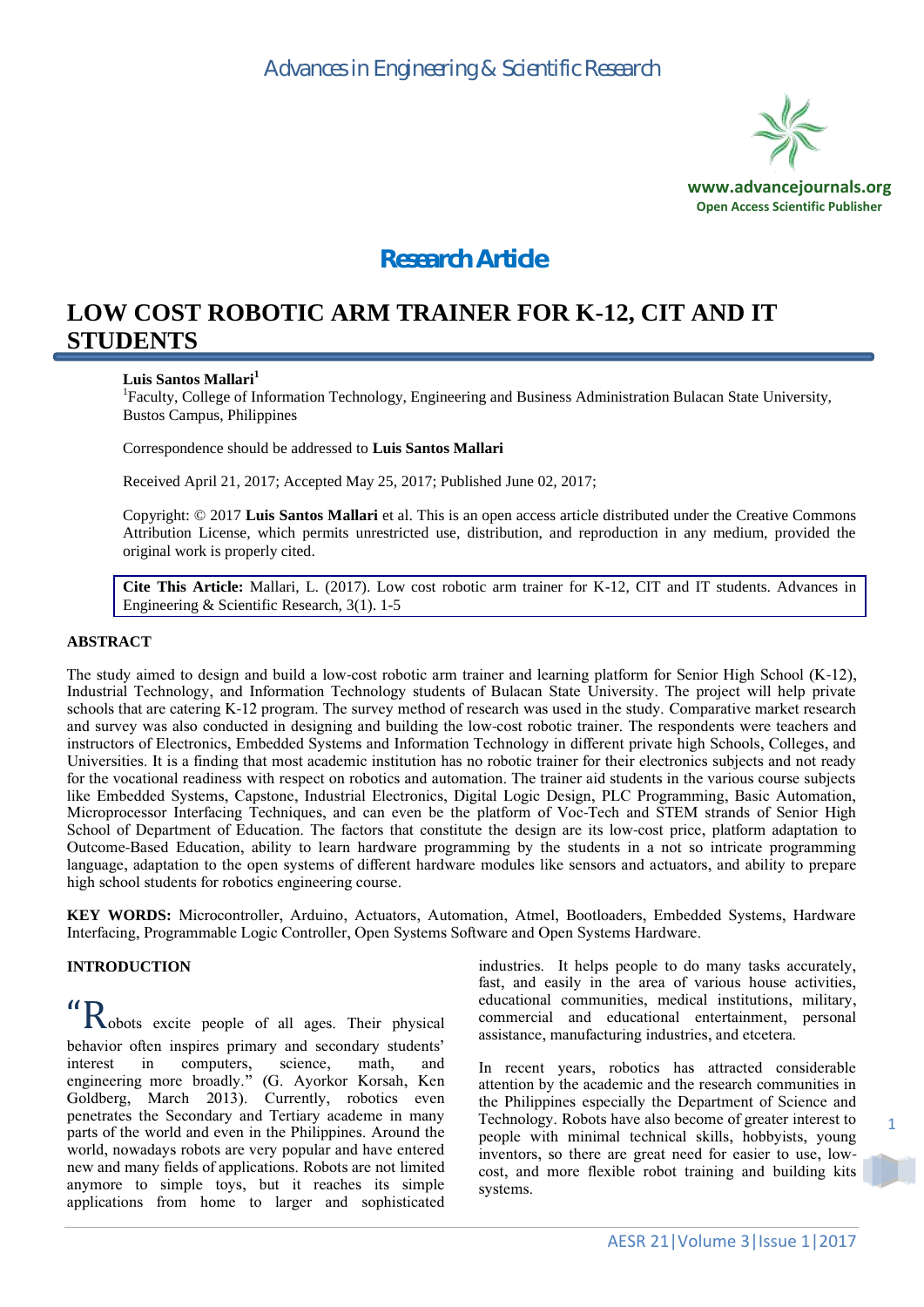Research Article

# LOW COST ROBOTIC ARM TRAINER FOR K-12, CIT AND IT STUDENTS

**Luis Santos Mallari**[1]

[1]Faculty, College of Information Technology, Engineering and Business Administration Bulacan State University, Bustos Campus, Philippines

Correspondence should be addressed to **Luis Santos Mallari**

Received April 21, 2017; Accepted May 25, 2017; Published June 02, 2017;

Copyright: © 2017 **Luis Santos Mallari** et al. This is an open access article distributed under the Creative Commons Attribution License, which permits unrestricted use, distribution, and reproduction in any medium, provided the original work is properly cited.

**Cite This Article:** Mallari, L. (2017). Low cost robotic arm trainer for K-12, CIT and IT students. Advances in Engineering & Scientific Research, 3(1). 1-5

## ABSTRACT

The study aimed to design and build a low-cost robotic arm trainer and learning platform for Senior High School (K-12), Industrial Technology, and Information Technology students of Bulacan State University. The project will help private schools that are catering K-12 program. The survey method of research was used in the study. Comparative market research and survey was also conducted in designing and building the low-cost robotic trainer. The respondents were teachers and instructors of Electronics, Embedded Systems and Information Technology in different private high Schools, Colleges, and Universities. It is a finding that most academic institution has no robotic trainer for their electronics subjects and not ready for the vocational readiness with respect on robotics and automation. The trainer aid students in the various course subjects like Embedded Systems, Capstone, Industrial Electronics, Digital Logic Design, PLC Programming, Basic Automation, Microprocessor Interfacing Techniques, and can even be the platform of Voc-Tech and STEM strands of Senior High School of Department of Education. The factors that constitute the design are its low-cost price, platform adaptation to Outcome-Based Education, ability to learn hardware programming by the students in a not so intricate programming language, adaptation to the open systems of different hardware modules like sensors and actuators, and ability to prepare high school students for robotics engineering course.

**KEY WORDS:** Microcontroller, Arduino, Actuators, Automation, Atmel, Bootloaders, Embedded Systems, Hardware Interfacing, Programmable Logic Controller, Open Systems Software and Open Systems Hardware.

## INTRODUCTION

"Robots excite people of all ages. Their physical behavior often inspires primary and secondary students' interest in computers, science, math, and engineering more broadly." (G. Ayorkor Korsah, Ken Goldberg, March 2013). Currently, robotics even penetrates the Secondary and Tertiary academe in many parts of the world and even in the Philippines. Around the world, nowadays robots are very popular and have entered new and many fields of applications. Robots are not limited anymore to simple toys, but it reaches its simple applications from home to larger and sophisticated industries. It helps people to do many tasks accurately, fast, and easily in the area of various house activities, educational communities, medical institutions, military, commercial and educational entertainment, personal assistance, manufacturing industries, and etcetera.

In recent years, robotics has attracted considerable attention by the academic and the research communities in the Philippines especially the Department of Science and Technology. Robots have also become of greater interest to people with minimal technical skills, hobbyists, young inventors, so there are great need for easier to use, low-cost, and more flexible robot training and building kits systems.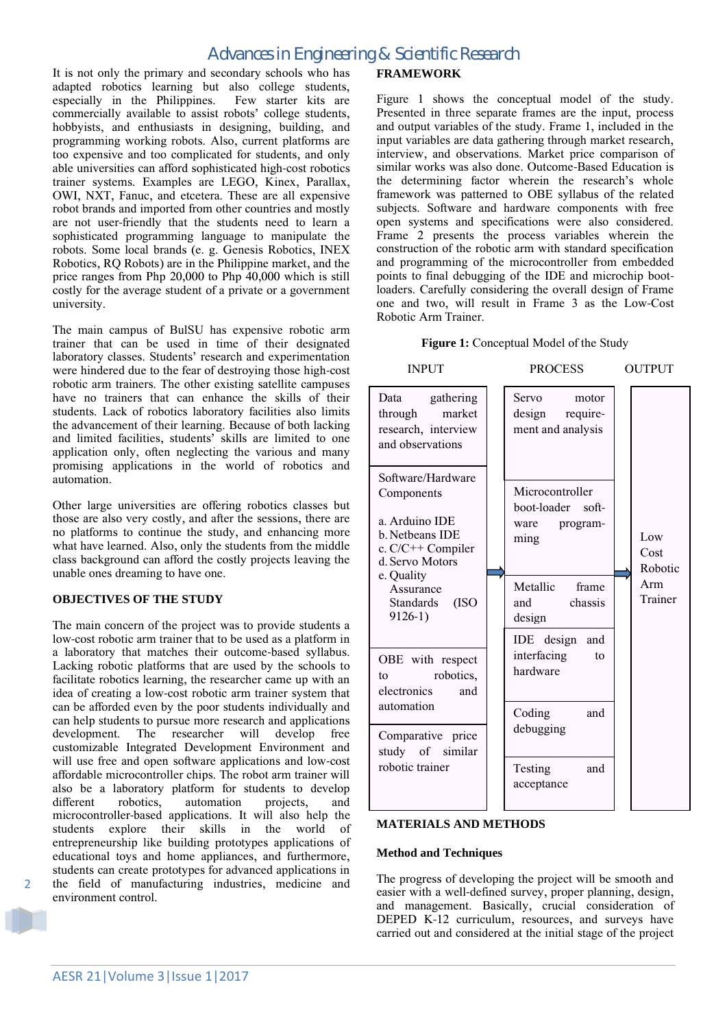It is not only the primary and secondary schools who has adapted robotics learning but also college students, especially in the Philippines. Few starter kits are commercially available to assist robots' college students, hobbyists, and enthusiasts in designing, building, and programming working robots. Also, current platforms are too expensive and too complicated for students, and only able universities can afford sophisticated high-cost robotics trainer systems. Examples are LEGO, Kinex, Parallax, OWI, NXT, Fanuc, and etcetera. These are all expensive robot brands and imported from other countries and mostly are not user-friendly that the students need to learn a sophisticated programming language to manipulate the robots. Some local brands (e. g. Genesis Robotics, INEX Robotics, RQ Robots) are in the Philippine market, and the price ranges from Php 20,000 to Php 40,000 which is still costly for the average student of a private or a government university.

The main campus of BulSU has expensive robotic arm trainer that can be used in time of their designated laboratory classes. Students' research and experimentation were hindered due to the fear of destroying those high-cost robotic arm trainers. The other existing satellite campuses have no trainers that can enhance the skills of their students. Lack of robotics laboratory facilities also limits the advancement of their learning. Because of both lacking and limited facilities, students' skills are limited to one application only, often neglecting the various and many promising applications in the world of robotics and automation.

Other large universities are offering robotics classes but those are also very costly, and after the sessions, there are no platforms to continue the study, and enhancing more what have learned. Also, only the students from the middle class background can afford the costly projects leaving the unable ones dreaming to have one.

## OBJECTIVES OF THE STUDY

The main concern of the project was to provide students a low-cost robotic arm trainer that to be used as a platform in a laboratory that matches their outcome-based syllabus. Lacking robotic platforms that are used by the schools to facilitate robotics learning, the researcher came up with an idea of creating a low-cost robotic arm trainer system that can be afforded even by the poor students individually and can help students to pursue more research and applications development. The researcher will develop free customizable Integrated Development Environment and will use free and open software applications and low-cost affordable microcontroller chips. The robot arm trainer will also be a laboratory platform for students to develop different robotics, automation projects, and microcontroller-based applications. It will also help the students explore their skills in the world of entrepreneurship like building prototypes applications of educational toys and home appliances, and furthermore, students can create prototypes for advanced applications in the field of manufacturing industries, medicine and environment control.

## FRAMEWORK

Figure 1 shows the conceptual model of the study. Presented in three separate frames are the input, process and output variables of the study. Frame 1, included in the input variables are data gathering through market research, interview, and observations. Market price comparison of similar works was also done. Outcome-Based Education is the determining factor wherein the research's whole framework was patterned to OBE syllabus of the related subjects. Software and hardware components with free open systems and specifications were also considered. Frame 2 presents the process variables wherein the construction of the robotic arm with standard specification and programming of the microcontroller from embedded points to final debugging of the IDE and microchip boot-loaders. Carefully considering the overall design of Frame one and two, will result in Frame 3 as the Low-Cost Robotic Arm Trainer.

**Figure 1:** Conceptual Model of the Study

| INPUT | PROCESS | OUTPUT |
|---|---|---|
| Data gathering through market research, interview and observations | Servo motor design requirement and analysis | Low Cost Robotic Arm Trainer |
| Software/Hardware Components<br>a. Arduino IDE<br>b. Netbeans IDE<br>c. C/C++ Compiler<br>d. Servo Motors<br>e. Quality Assurance Standards (ISO 9126-1) | Microcontroller boot-loader software programming<br>Metallic frame and chassis design | |
| OBE with respect to robotics, electronics and automation | IDE design and interfacing to hardware<br>Coding and debugging | |
| Comparative price study of similar robotic trainer | Testing and acceptance | |

## MATERIALS AND METHODS

### Method and Techniques

The progress of developing the project will be smooth and easier with a well-defined survey, proper planning, design, and management. Basically, crucial consideration of DEPED K-12 curriculum, resources, and surveys have carried out and considered at the initial stage of the project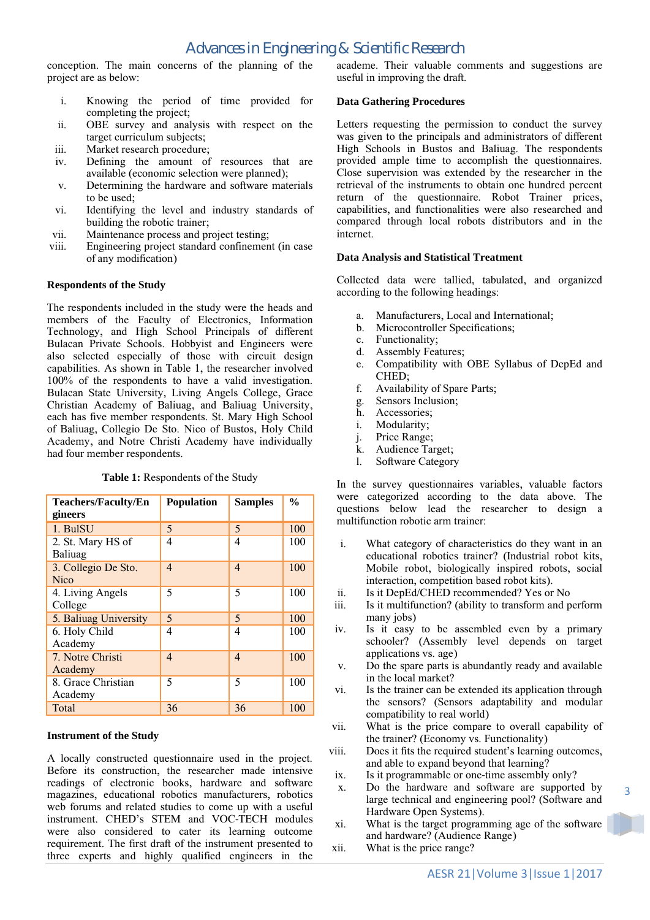conception. The main concerns of the planning of the project are as below:

i. Knowing the period of time provided for completing the project;
ii. OBE survey and analysis with respect on the target curriculum subjects;
iii. Market research procedure;
iv. Defining the amount of resources that are available (economic selection were planned);
v. Determining the hardware and software materials to be used;
vi. Identifying the level and industry standards of building the robotic trainer;
vii. Maintenance process and project testing;
viii. Engineering project standard confinement (in case of any modification)

**Respondents of the Study**

The respondents included in the study were the heads and members of the Faculty of Electronics, Information Technology, and High School Principals of different Bulacan Private Schools. Hobbyist and Engineers were also selected especially of those with circuit design capabilities. As shown in Table 1, the researcher involved 100% of the respondents to have a valid investigation. Bulacan State University, Living Angels College, Grace Christian Academy of Baliuag, and Baliuag University, each has five member respondents. St. Mary High School of Baliuag, Collegio De Sto. Nico of Bustos, Holy Child Academy, and Notre Christi Academy have individually had four member respondents.

**Table 1:** Respondents of the Study

| Teachers/Faculty/Engineers | Population | Samples | % |
|---|---|---|---|
| 1. BulSU | 5 | 5 | 100 |
| 2. St. Mary HS of Baliuag | 4 | 4 | 100 |
| 3. Collegio De Sto. Nico | 4 | 4 | 100 |
| 4. Living Angels College | 5 | 5 | 100 |
| 5. Baliuag University | 5 | 5 | 100 |
| 6. Holy Child Academy | 4 | 4 | 100 |
| 7. Notre Christi Academy | 4 | 4 | 100 |
| 8. Grace Christian Academy | 5 | 5 | 100 |
| Total | 36 | 36 | 100 |

**Instrument of the Study**

A locally constructed questionnaire used in the project. Before its construction, the researcher made intensive readings of electronic books, hardware and software magazines, educational robotics manufacturers, robotics web forums and related studies to come up with a useful instrument. CHED's STEM and VOC-TECH modules were also considered to cater its learning outcome requirement. The first draft of the instrument presented to three experts and highly qualified engineers in the academe. Their valuable comments and suggestions are useful in improving the draft.

**Data Gathering Procedures**

Letters requesting the permission to conduct the survey was given to the principals and administrators of different High Schools in Bustos and Baliuag. The respondents provided ample time to accomplish the questionnaires. Close supervision was extended by the researcher in the retrieval of the instruments to obtain one hundred percent return of the questionnaire. Robot Trainer prices, capabilities, and functionalities were also researched and compared through local robots distributors and in the internet.

**Data Analysis and Statistical Treatment**

Collected data were tallied, tabulated, and organized according to the following headings:

a. Manufacturers, Local and International;
b. Microcontroller Specifications;
c. Functionality;
d. Assembly Features;
e. Compatibility with OBE Syllabus of DepEd and CHED;
f. Availability of Spare Parts;
g. Sensors Inclusion;
h. Accessories;
i. Modularity;
j. Price Range;
k. Audience Target;
l. Software Category

In the survey questionnaires variables, valuable factors were categorized according to the data above. The questions below lead the researcher to design a multifunction robotic arm trainer:

i. What category of characteristics do they want in an educational robotics trainer? (Industrial robot kits, Mobile robot, biologically inspired robots, social interaction, competition based robot kits).
ii. Is it DepEd/CHED recommended? Yes or No
iii. Is it multifunction? (ability to transform and perform many jobs)
iv. Is it easy to be assembled even by a primary schooler? (Assembly level depends on target applications vs. age)
v. Do the spare parts is abundantly ready and available in the local market?
vi. Is the trainer can be extended its application through the sensors? (Sensors adaptability and modular compatibility to real world)
vii. What is the price compare to overall capability of the trainer? (Economy vs. Functionality)
viii. Does it fits the required student's learning outcomes, and able to expand beyond that learning?
ix. Is it programmable or one-time assembly only?
x. Do the hardware and software are supported by large technical and engineering pool? (Software and Hardware Open Systems).
xi. What is the target programming age of the software and hardware? (Audience Range)
xii. What is the price range?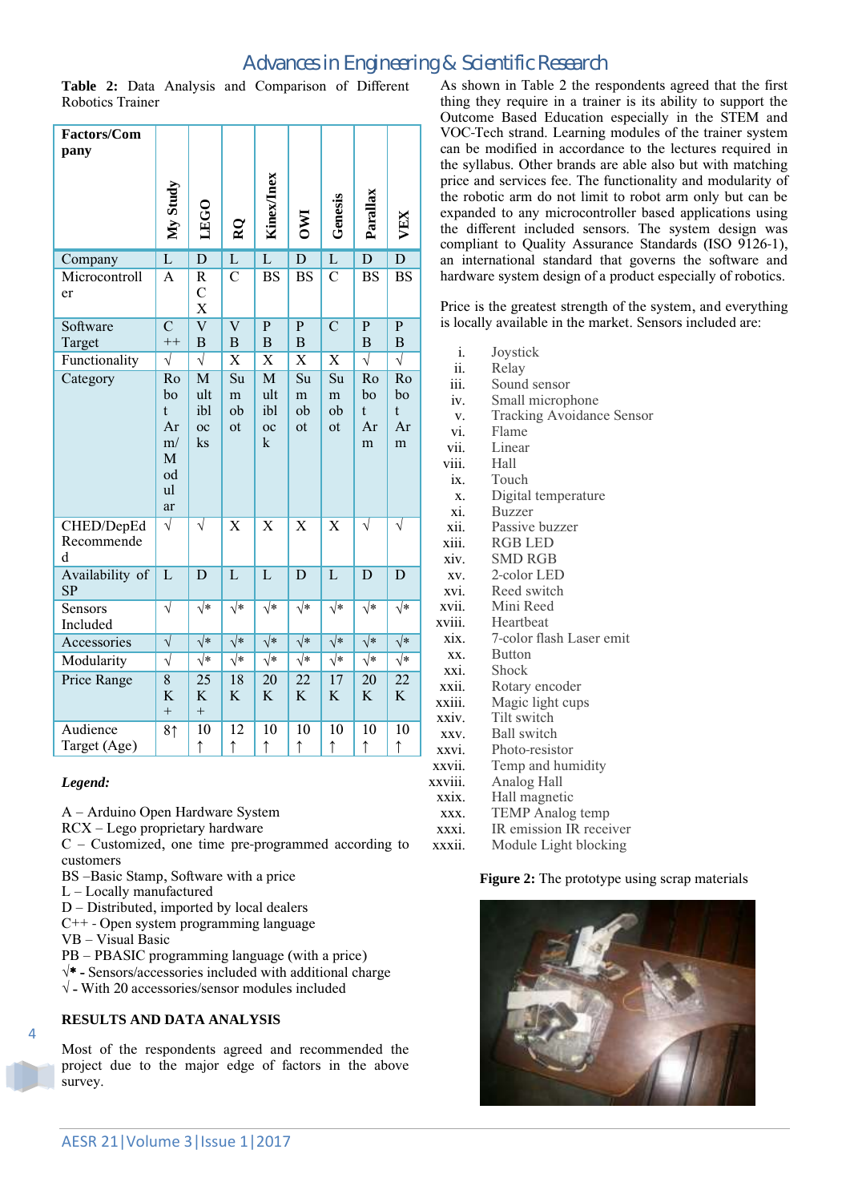**Table 2:** Data Analysis and Comparison of Different Robotics Trainer

| Factors/Company | My Study | LEGO | RQ | Kinex/Inex | OWI | Genesis | Parallax | VEX |
|---|---|---|---|---|---|---|---|---|
| Company | L | D | L | L | D | L | D | D |
| Microcontroller | A | RCX | C | BS | BS | C | BS | BS |
| Software Target | C++ | VB | VB | PB | PB | C | PB | PB |
| Functionality | √ | √ | X | X | X | X | √ | √ |
| Category | Robot Arm/Modular | Multiblocks | Sumobot | Multiblock | Sumobot | Sumobot | Robot Arm | Robot Arm |
| CHED/DepEd Recommended | √ | √ | X | X | X | X | √ | √ |
| Availability of SP | L | D | L | L | D | L | D | D |
| Sensors Included | √ | √* | √* | √* | √* | √* | √* | √* |
| Accessories | √ | √* | √* | √* | √* | √* | √* | √* |
| Modularity | √ | √* | √* | √* | √* | √* | √* | √* |
| Price Range | 8K+ | 25K+ | 18K | 20K | 22K | 17K | 20K | 22K |
| Audience Target (Age) | 8↑ | 10↑ | 12↑ | 10↑ | 10↑ | 10↑ | 10↑ | 10↑ |

*Legend:*

A – Arduino Open Hardware System
RCX – Lego proprietary hardware
C – Customized, one time pre-programmed according to customers
BS –Basic Stamp, Software with a price
L – Locally manufactured
D – Distributed, imported by local dealers
C++ - Open system programming language
VB – Visual Basic
PB – PBASIC programming language (with a price)
√* - Sensors/accessories included with additional charge
√ - With 20 accessories/sensor modules included

## RESULTS AND DATA ANALYSIS

Most of the respondents agreed and recommended the project due to the major edge of factors in the above survey.

As shown in Table 2 the respondents agreed that the first thing they require in a trainer is its ability to support the Outcome Based Education especially in the STEM and VOC-Tech strand. Learning modules of the trainer system can be modified in accordance to the lectures required in the syllabus. Other brands are able also but with matching price and services fee. The functionality and modularity of the robotic arm do not limit to robot arm only but can be expanded to any microcontroller based applications using the different included sensors. The system design was compliant to Quality Assurance Standards (ISO 9126-1), an international standard that governs the software and hardware system design of a product especially of robotics.

Price is the greatest strength of the system, and everything is locally available in the market. Sensors included are:

i. Joystick
ii. Relay
iii. Sound sensor
iv. Small microphone
v. Tracking Avoidance Sensor
vi. Flame
vii. Linear
viii. Hall
ix. Touch
x. Digital temperature
xi. Buzzer
xii. Passive buzzer
xiii. RGB LED
xiv. SMD RGB
xv. 2-color LED
xvi. Reed switch
xvii. Mini Reed
xviii. Heartbeat
xix. 7-color flash Laser emit
xx. Button
xxi. Shock
xxii. Rotary encoder
xxiii. Magic light cups
xxiv. Tilt switch
xxv. Ball switch
xxvi. Photo-resistor
xxvii. Temp and humidity
xxviii. Analog Hall
xxix. Hall magnetic
xxx. TEMP Analog temp
xxxi. IR emission IR receiver
xxxii. Module Light blocking

**Figure 2:** The prototype using scrap materials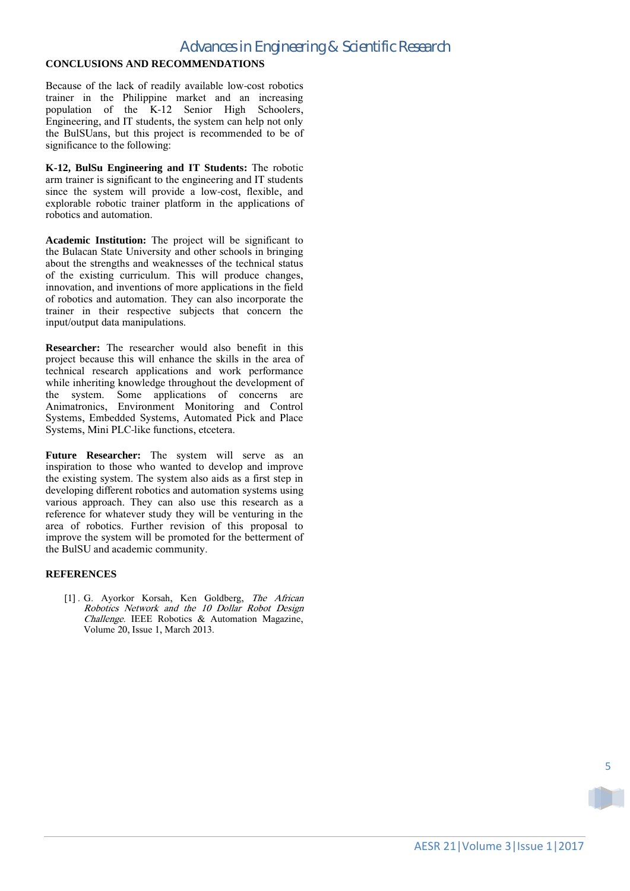## CONCLUSIONS AND RECOMMENDATIONS

Because of the lack of readily available low-cost robotics trainer in the Philippine market and an increasing population of the K-12 Senior High Schoolers, Engineering, and IT students, the system can help not only the BulSUans, but this project is recommended to be of significance to the following:

**K-12, BulSu Engineering and IT Students:** The robotic arm trainer is significant to the engineering and IT students since the system will provide a low-cost, flexible, and explorable robotic trainer platform in the applications of robotics and automation.

**Academic Institution:** The project will be significant to the Bulacan State University and other schools in bringing about the strengths and weaknesses of the technical status of the existing curriculum. This will produce changes, innovation, and inventions of more applications in the field of robotics and automation. They can also incorporate the trainer in their respective subjects that concern the input/output data manipulations.

**Researcher:** The researcher would also benefit in this project because this will enhance the skills in the area of technical research applications and work performance while inheriting knowledge throughout the development of the system. Some applications of concerns are Animatronics, Environment Monitoring and Control Systems, Embedded Systems, Automated Pick and Place Systems, Mini PLC-like functions, etcetera.

**Future Researcher:** The system will serve as an inspiration to those who wanted to develop and improve the existing system. The system also aids as a first step in developing different robotics and automation systems using various approach. They can also use this research as a reference for whatever study they will be venturing in the area of robotics. Further revision of this proposal to improve the system will be promoted for the betterment of the BulSU and academic community.

## REFERENCES

[1]. G. Ayorkor Korsah, Ken Goldberg, *The African Robotics Network and the 10 Dollar Robot Design Challenge*. IEEE Robotics & Automation Magazine, Volume 20, Issue 1, March 2013.